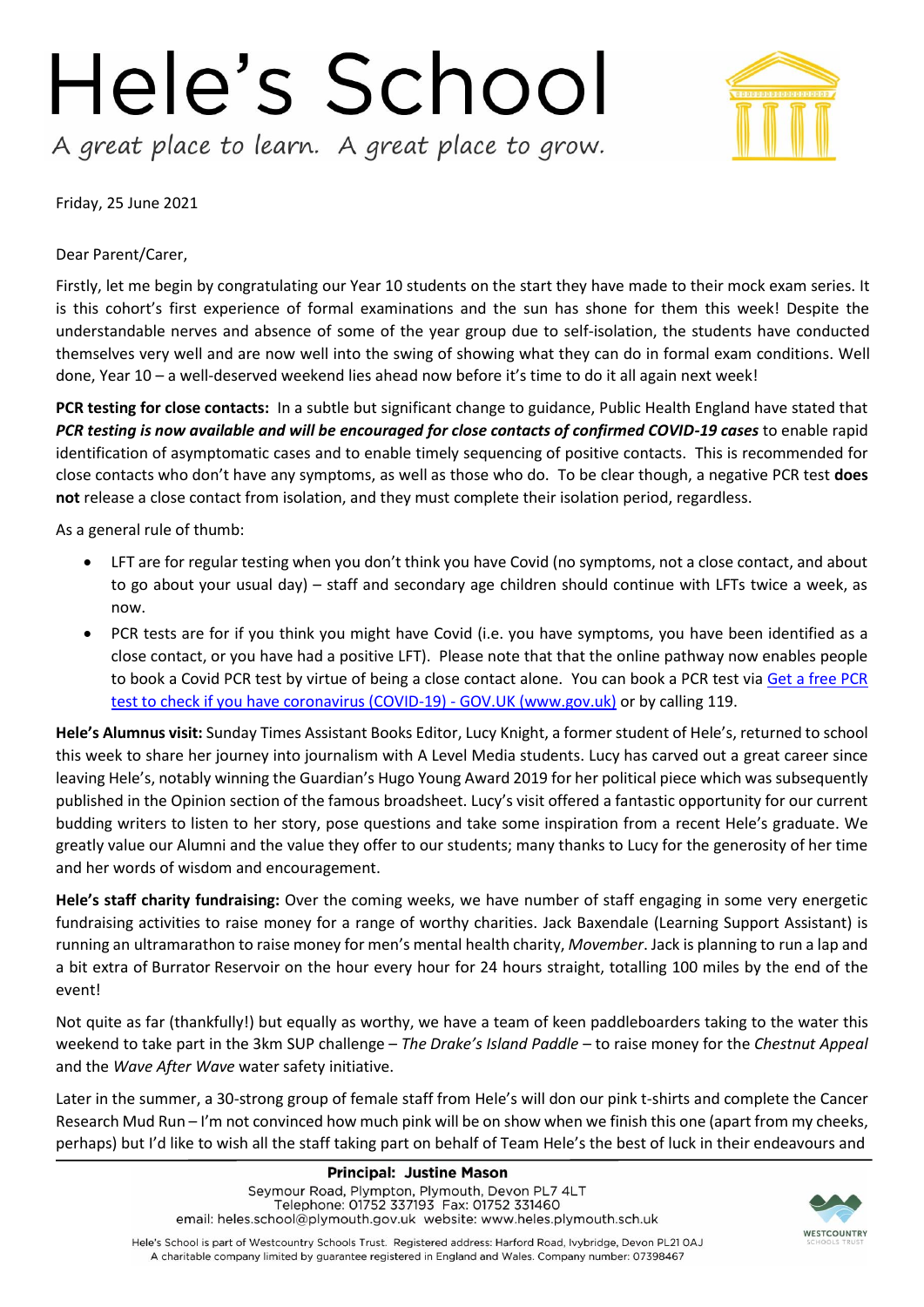# Hele's School

*A great place to learn. A great place to grow.*

Friday, 25 June 2021

Dear Parent/Carer,

Firstly, let me begin by congratulating our Year 10 students on the start they have made to their mock exam series. It is this cohort's first experience of formal examinations and the sun has shone for them this week! Despite the understandable nerves and absence of some of the year group due to self-isolation, the students have conducted themselves very well and are now well into the swing of showing what they can do in formal exam conditions. Well done, Year 10 – a well-deserved weekend lies ahead now before it's time to do it all again next week!

**PCR testing for close contacts:** In a subtle but significant change to guidance, Public Health England have stated that ***PCR testing is now available and will be encouraged for close contacts of confirmed COVID-19 cases*** to enable rapid identification of asymptomatic cases and to enable timely sequencing of positive contacts. This is recommended for close contacts who don't have any symptoms, as well as those who do. To be clear though, a negative PCR test **does not** release a close contact from isolation, and they must complete their isolation period, regardless.

As a general rule of thumb:

- LFT are for regular testing when you don't think you have Covid (no symptoms, not a close contact, and about to go about your usual day) – staff and secondary age children should continue with LFTs twice a week, as now.
- PCR tests are for if you think you might have Covid (i.e. you have symptoms, you have been identified as a close contact, or you have had a positive LFT). Please note that that the online pathway now enables people to book a Covid PCR test by virtue of being a close contact alone. You can book a PCR test via Get a free PCR test to check if you have coronavirus (COVID-19) - GOV.UK (www.gov.uk) or by calling 119.

**Hele's Alumnus visit:** Sunday Times Assistant Books Editor, Lucy Knight, a former student of Hele's, returned to school this week to share her journey into journalism with A Level Media students. Lucy has carved out a great career since leaving Hele's, notably winning the Guardian's Hugo Young Award 2019 for her political piece which was subsequently published in the Opinion section of the famous broadsheet. Lucy's visit offered a fantastic opportunity for our current budding writers to listen to her story, pose questions and take some inspiration from a recent Hele's graduate. We greatly value our Alumni and the value they offer to our students; many thanks to Lucy for the generosity of her time and her words of wisdom and encouragement.

**Hele's staff charity fundraising:** Over the coming weeks, we have number of staff engaging in some very energetic fundraising activities to raise money for a range of worthy charities. Jack Baxendale (Learning Support Assistant) is running an ultramarathon to raise money for men's mental health charity, *Movember*. Jack is planning to run a lap and a bit extra of Burrator Reservoir on the hour every hour for 24 hours straight, totalling 100 miles by the end of the event!

Not quite as far (thankfully!) but equally as worthy, we have a team of keen paddleboarders taking to the water this weekend to take part in the 3km SUP challenge – *The Drake's Island Paddle* – to raise money for the *Chestnut Appeal* and the *Wave After Wave* water safety initiative.

Later in the summer, a 30-strong group of female staff from Hele's will don our pink t-shirts and complete the Cancer Research Mud Run – I'm not convinced how much pink will be on show when we finish this one (apart from my cheeks, perhaps) but I'd like to wish all the staff taking part on behalf of Team Hele's the best of luck in their endeavours and

**Principal: Justine Mason**
Seymour Road, Plympton, Plymouth, Devon PL7 4LT
Telephone: 01752 337193 Fax: 01752 331460
email: heles.school@plymouth.gov.uk website: www.heles.plymouth.sch.uk

Hele's School is part of Westcountry Schools Trust. Registered address: Harford Road, Ivybridge, Devon PL21 0AJ
A charitable company limited by guarantee registered in England and Wales. Company number: 07398467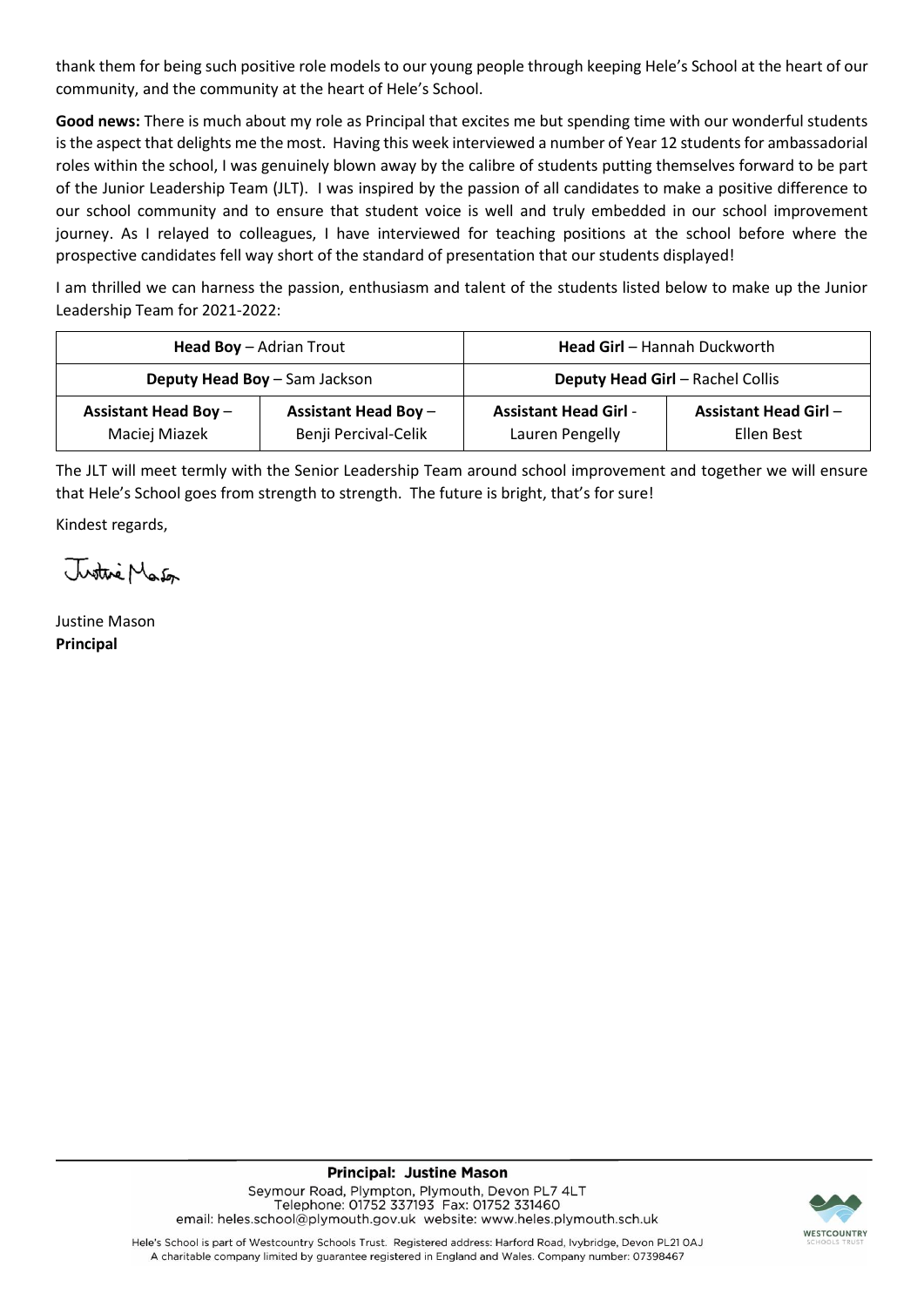thank them for being such positive role models to our young people through keeping Hele's School at the heart of our community, and the community at the heart of Hele's School.

**Good news:** There is much about my role as Principal that excites me but spending time with our wonderful students is the aspect that delights me the most. Having this week interviewed a number of Year 12 students for ambassadorial roles within the school, I was genuinely blown away by the calibre of students putting themselves forward to be part of the Junior Leadership Team (JLT). I was inspired by the passion of all candidates to make a positive difference to our school community and to ensure that student voice is well and truly embedded in our school improvement journey. As I relayed to colleagues, I have interviewed for teaching positions at the school before where the prospective candidates fell way short of the standard of presentation that our students displayed!

I am thrilled we can harness the passion, enthusiasm and talent of the students listed below to make up the Junior Leadership Team for 2021-2022:

| | | | |
|---|---|---|---|
| **Head Boy** – Adrian Trout | | **Head Girl** – Hannah Duckworth | |
| **Deputy Head Boy** – Sam Jackson | | **Deputy Head Girl** – Rachel Collis | |
| **Assistant Head Boy** – Maciej Miazek | **Assistant Head Boy** – Benji Percival-Celik | **Assistant Head Girl** - Lauren Pengelly | **Assistant Head Girl** – Ellen Best |

The JLT will meet termly with the Senior Leadership Team around school improvement and together we will ensure that Hele's School goes from strength to strength. The future is bright, that's for sure!

Kindest regards,

Justine Mason

Justine Mason
**Principal**